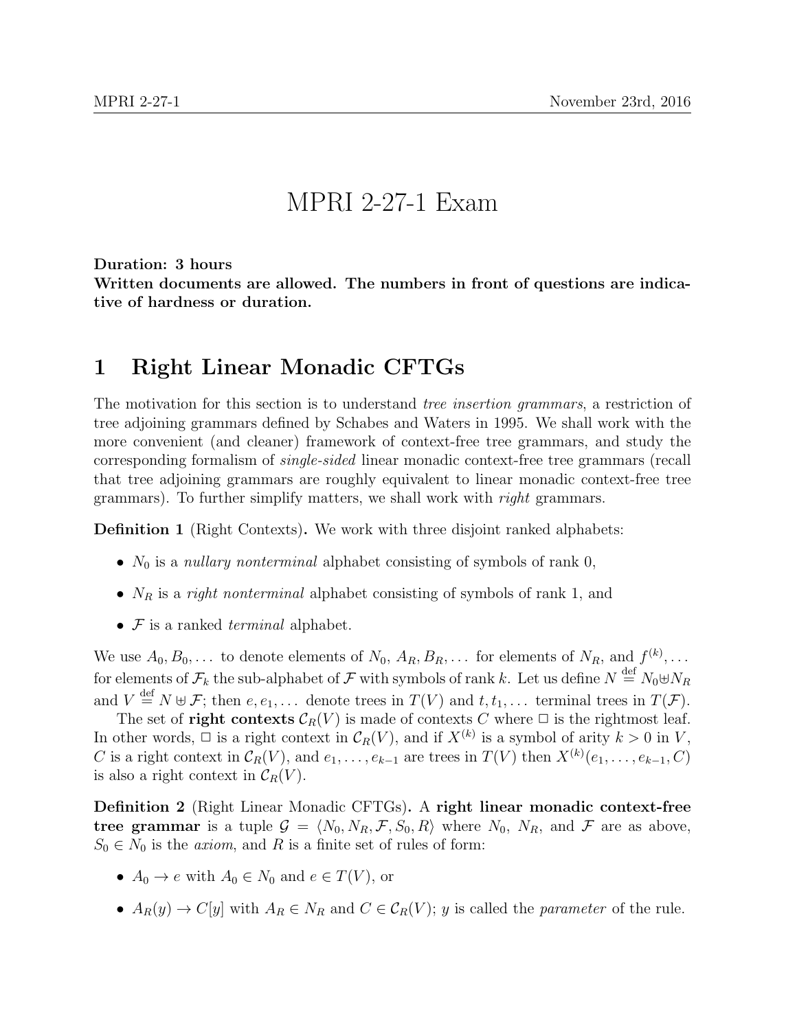# MPRI 2-27-1 Exam

**Duration: 3 hours**
**Written documents are allowed. The numbers in front of questions are indicative of hardness or duration.**

## 1 Right Linear Monadic CFTGs

The motivation for this section is to understand *tree insertion grammars*, a restriction of tree adjoining grammars defined by Schabes and Waters in 1995. We shall work with the more convenient (and cleaner) framework of context-free tree grammars, and study the corresponding formalism of *single-sided* linear monadic context-free tree grammars (recall that tree adjoining grammars are roughly equivalent to linear monadic context-free tree grammars). To further simplify matters, we shall work with *right* grammars.

**Definition 1** (Right Contexts)**.** We work with three disjoint ranked alphabets:

- $N_0$ is a *nullary nonterminal* alphabet consisting of symbols of rank 0,
- $N_R$ is a *right nonterminal* alphabet consisting of symbols of rank 1, and
- $\mathcal{F}$ is a ranked *terminal* alphabet.

We use $A_0, B_0, \dots$ to denote elements of $N_0$, $A_R, B_R, \dots$ for elements of $N_R$, and $f^{(k)}, \dots$ for elements of $\mathcal{F}_k$ the sub-alphabet of $\mathcal{F}$ with symbols of rank $k$. Let us define $N \stackrel{\text{def}}{=} N_0 \uplus N_R$ and $V \stackrel{\text{def}}{=} N \uplus \mathcal{F}$; then $e, e_1, \dots$ denote trees in $T(V)$ and $t, t_1, \dots$ terminal trees in $T(\mathcal{F})$.

The set of **right contexts** $\mathcal{C}_R(V)$ is made of contexts $C$ where $\square$ is the rightmost leaf. In other words, $\square$ is a right context in $\mathcal{C}_R(V)$, and if $X^{(k)}$ is a symbol of arity $k > 0$ in $V$, $C$ is a right context in $\mathcal{C}_R(V)$, and $e_1, \dots, e_{k-1}$ are trees in $T(V)$ then $X^{(k)}(e_1, \dots, e_{k-1}, C)$ is also a right context in $\mathcal{C}_R(V)$.

**Definition 2** (Right Linear Monadic CFTGs)**.** A **right linear monadic context-free tree grammar** is a tuple $\mathcal{G} = \langle N_0, N_R, \mathcal{F}, S_0, R \rangle$ where $N_0$, $N_R$, and $\mathcal{F}$ are as above, $S_0 \in N_0$ is the *axiom*, and $R$ is a finite set of rules of form:

- $A_0 \to e$ with $A_0 \in N_0$ and $e \in T(V)$, or
- $A_R(y) \to C[y]$ with $A_R \in N_R$ and $C \in \mathcal{C}_R(V)$; $y$ is called the *parameter* of the rule.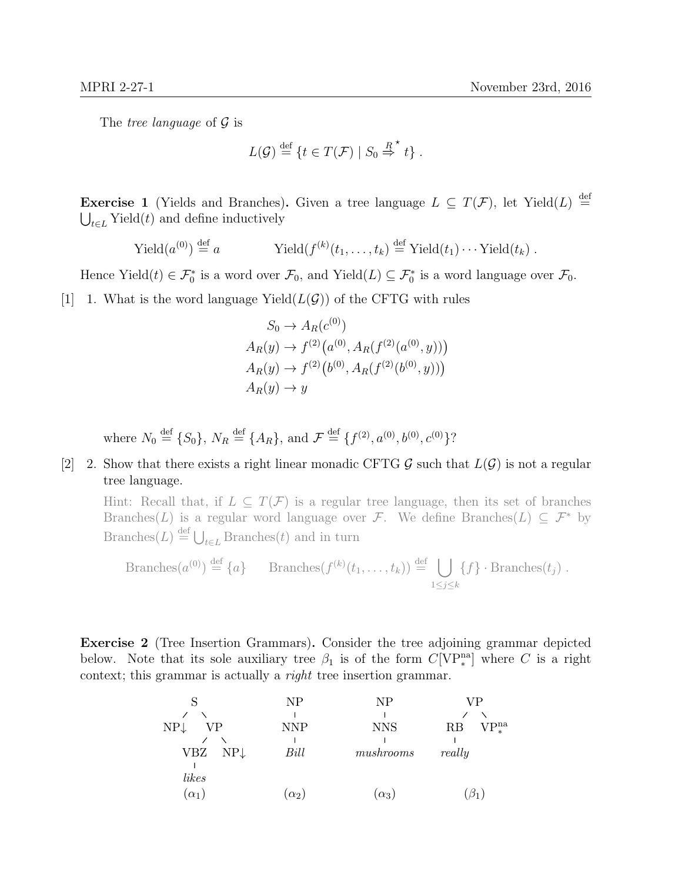The *tree language* of $\mathcal{G}$ is

$$L(\mathcal{G}) \stackrel{\text{def}}{=} \{t \in T(\mathcal{F}) \mid S_0 \stackrel{R}{\Rightarrow}^{\star} t\} \ .$$

**Exercise 1** (Yields and Branches)**.** Given a tree language $L \subseteq T(\mathcal{F})$, let $\text{Yield}(L) \stackrel{\text{def}}{=} \bigcup_{t \in L} \text{Yield}(t)$ and define inductively

$$\text{Yield}(a^{(0)}) \stackrel{\text{def}}{=} a \qquad\qquad \text{Yield}(f^{(k)}(t_1, \ldots, t_k) \stackrel{\text{def}}{=} \text{Yield}(t_1) \cdots \text{Yield}(t_k) \ .$$

Hence $\text{Yield}(t) \in \mathcal{F}_0^*$ is a word over $\mathcal{F}_0$, and $\text{Yield}(L) \subseteq \mathcal{F}_0^*$ is a word language over $\mathcal{F}_0$.

[1] 1. What is the word language $\text{Yield}(L(\mathcal{G}))$ of the CFTG with rules

$$\begin{aligned}
S_0 &\to A_R(c^{(0)}) \\
A_R(y) &\to f^{(2)}\big(a^{(0)}, A_R(f^{(2)}(a^{(0)}, y))\big) \\
A_R(y) &\to f^{(2)}\big(b^{(0)}, A_R(f^{(2)}(b^{(0)}, y))\big) \\
A_R(y) &\to y
\end{aligned}$$

where $N_0 \stackrel{\text{def}}{=} \{S_0\}$, $N_R \stackrel{\text{def}}{=} \{A_R\}$, and $\mathcal{F} \stackrel{\text{def}}{=} \{f^{(2)}, a^{(0)}, b^{(0)}, c^{(0)}\}$?

[2] 2. Show that there exists a right linear monadic CFTG $\mathcal{G}$ such that $L(\mathcal{G})$ is not a regular tree language.

Hint: Recall that, if $L \subseteq T(\mathcal{F})$ is a regular tree language, then its set of branches $\text{Branches}(L)$ is a regular word language over $\mathcal{F}$. We define $\text{Branches}(L) \subseteq \mathcal{F}^*$ by $\text{Branches}(L) \stackrel{\text{def}}{=} \bigcup_{t \in L} \text{Branches}(t)$ and in turn

$$\text{Branches}(a^{(0)}) \stackrel{\text{def}}{=} \{a\} \qquad \text{Branches}(f^{(k)}(t_1, \ldots, t_k)) \stackrel{\text{def}}{=} \bigcup_{1 \leq j \leq k} \{f\} \cdot \text{Branches}(t_j) \ .$$

**Exercise 2** (Tree Insertion Grammars)**.** Consider the tree adjoining grammar depicted below. Note that its sole auxiliary tree $\beta_1$ is of the form $C[\text{VP}_*^{\text{na}}]$ where $C$ is a right context; this grammar is actually a *right* tree insertion grammar.

```
        S                NP            NP           VP
       / \               |             |           /  \
    NP↓   VP            NNP           NNS        RB   VP*^na
         /  \            |             |          |
       VBZ   NP↓        Bill       mushrooms    really
        |
      likes
      (α1)              (α2)          (α3)        (β1)
```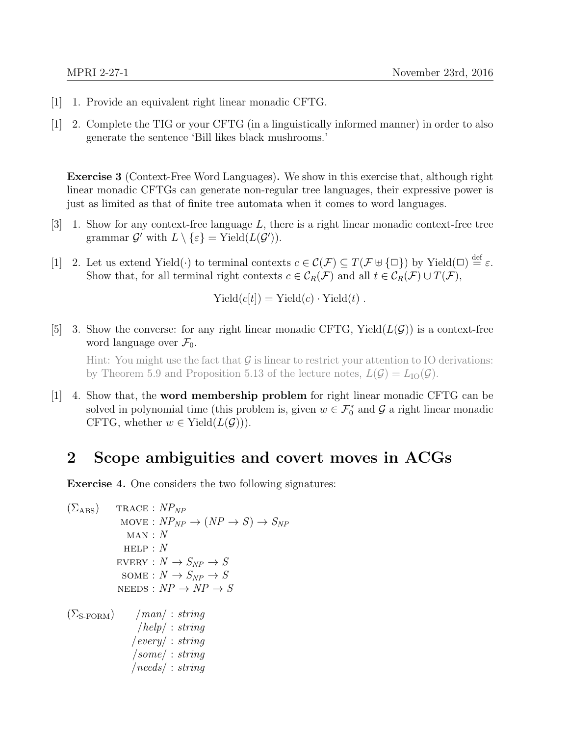[1] 1. Provide an equivalent right linear monadic CFTG.

[1] 2. Complete the TIG or your CFTG (in a linguistically informed manner) in order to also generate the sentence 'Bill likes black mushrooms.'

**Exercise 3** (Context-Free Word Languages)**.** We show in this exercise that, although right linear monadic CFTGs can generate non-regular tree languages, their expressive power is just as limited as that of finite tree automata when it comes to word languages.

[3] 1. Show for any context-free language $L$, there is a right linear monadic context-free tree grammar $\mathcal{G}'$ with $L \setminus \{\varepsilon\} = \text{Yield}(L(\mathcal{G}'))$.

[1] 2. Let us extend $\text{Yield}(\cdot)$ to terminal contexts $c \in \mathcal{C}(\mathcal{F}) \subseteq T(\mathcal{F} \uplus \{\Box\})$ by $\text{Yield}(\Box) \stackrel{\text{def}}{=} \varepsilon$. Show that, for all terminal right contexts $c \in \mathcal{C}_R(\mathcal{F})$ and all $t \in \mathcal{C}_R(\mathcal{F}) \cup T(\mathcal{F})$,

$$\text{Yield}(c[t]) = \text{Yield}(c) \cdot \text{Yield}(t)\ .$$

[5] 3. Show the converse: for any right linear monadic CFTG, $\text{Yield}(L(\mathcal{G}))$ is a context-free word language over $\mathcal{F}_0$.

Hint: You might use the fact that $\mathcal{G}$ is linear to restrict your attention to IO derivations: by Theorem 5.9 and Proposition 5.13 of the lecture notes, $L(\mathcal{G}) = L_{\text{IO}}(\mathcal{G})$.

[1] 4. Show that, the **word membership problem** for right linear monadic CFTG can be solved in polynomial time (this problem is, given $w \in \mathcal{F}_0^*$ and $\mathcal{G}$ a right linear monadic CFTG, whether $w \in \text{Yield}(L(\mathcal{G}))$).

## 2 Scope ambiguities and covert moves in ACGs

**Exercise 4.** One considers the two following signatures:

$$(\Sigma_{\text{ABS}}) \qquad \begin{aligned} \text{TRACE} &: NP_{NP} \\ \text{MOVE} &: NP_{NP} \to (NP \to S) \to S_{NP} \\ \text{MAN} &: N \\ \text{HELP} &: N \\ \text{EVERY} &: N \to S_{NP} \to S \\ \text{SOME} &: N \to S_{NP} \to S \\ \text{NEEDS} &: NP \to NP \to S \end{aligned}$$

$$(\Sigma_{\text{S-FORM}}) \qquad \begin{aligned} /man/ &: string \\ /help/ &: string \\ /every/ &: string \\ /some/ &: string \\ /needs/ &: string \end{aligned}$$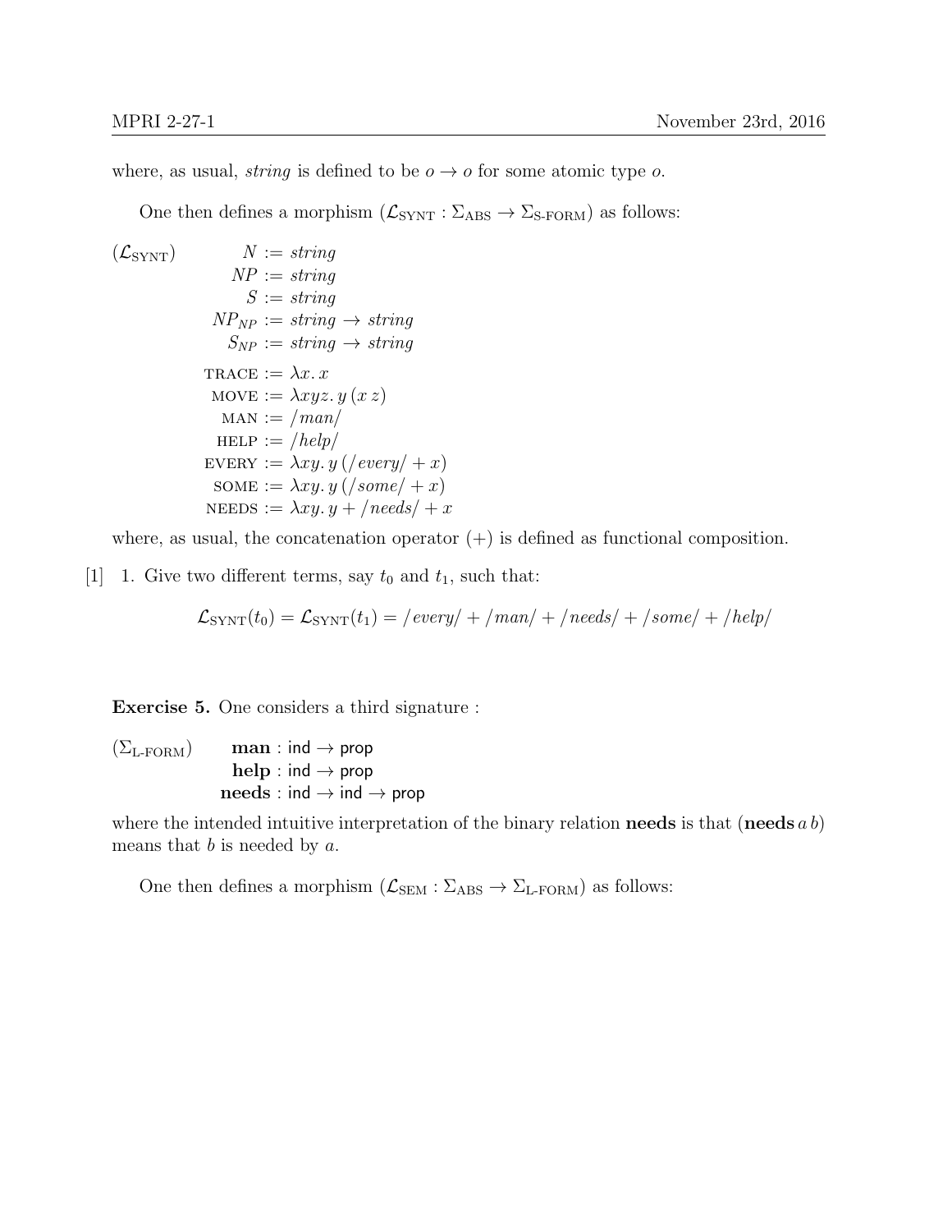where, as usual, *string* is defined to be $o \to o$ for some atomic type $o$.

One then defines a morphism $(\mathcal{L}_{\text{SYNT}} : \Sigma_{\text{ABS}} \to \Sigma_{\text{S-FORM}})$ as follows:

$$
(\mathcal{L}_{\text{SYNT}}) \qquad
\begin{aligned}
N &:= \mathit{string} \\
NP &:= \mathit{string} \\
S &:= \mathit{string} \\
NP_{NP} &:= \mathit{string} \to \mathit{string} \\
S_{NP} &:= \mathit{string} \to \mathit{string} \\
\\
\text{TRACE} &:= \lambda x.\, x \\
\text{MOVE} &:= \lambda xyz.\, y\,(x\,z) \\
\text{MAN} &:= /\mathit{man}/ \\
\text{HELP} &:= /\mathit{help}/ \\
\text{EVERY} &:= \lambda xy.\, y\,(/\mathit{every}/ + x) \\
\text{SOME} &:= \lambda xy.\, y\,(/\mathit{some}/ + x) \\
\text{NEEDS} &:= \lambda xy.\, y + /\mathit{needs}/ + x
\end{aligned}
$$

where, as usual, the concatenation operator $(+)$ is defined as functional composition.

[1] 1. Give two different terms, say $t_0$ and $t_1$, such that:

$$\mathcal{L}_{\text{SYNT}}(t_0) = \mathcal{L}_{\text{SYNT}}(t_1) = /\mathit{every}/ + /\mathit{man}/ + /\mathit{needs}/ + /\mathit{some}/ + /\mathit{help}/$$

**Exercise 5.** One considers a third signature :

$$
(\Sigma_{\text{L-FORM}}) \qquad
\begin{aligned}
\textbf{man} &: \mathsf{ind} \to \mathsf{prop} \\
\textbf{help} &: \mathsf{ind} \to \mathsf{prop} \\
\textbf{needs} &: \mathsf{ind} \to \mathsf{ind} \to \mathsf{prop}
\end{aligned}
$$

where the intended intuitive interpretation of the binary relation **needs** is that $(\textbf{needs}\, a\, b)$ means that $b$ is needed by $a$.

One then defines a morphism $(\mathcal{L}_{\text{SEM}} : \Sigma_{\text{ABS}} \to \Sigma_{\text{L-FORM}})$ as follows: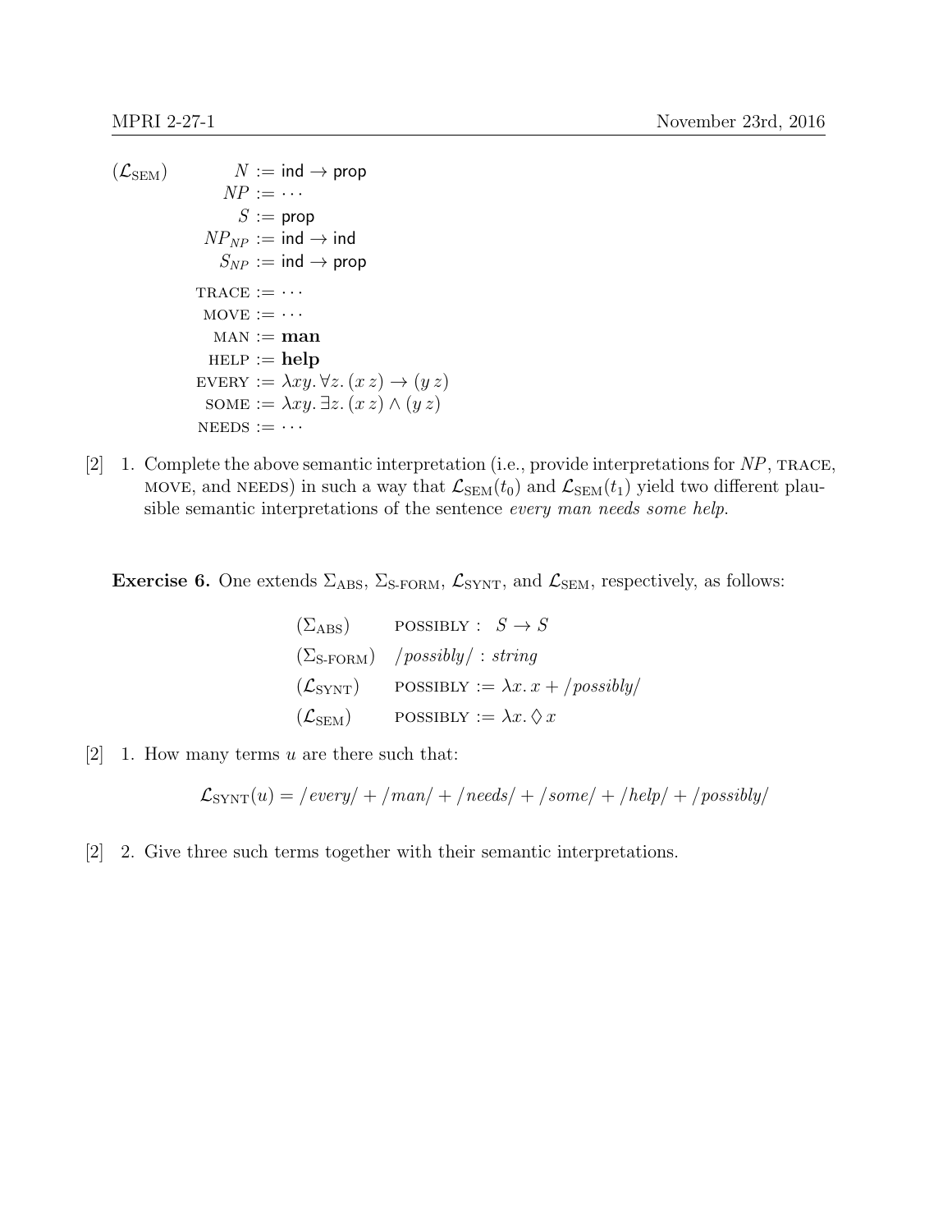$$
\begin{aligned}
(\mathcal{L}_{\text{SEM}}) \qquad N &:= \mathsf{ind} \to \mathsf{prop} \\
NP &:= \cdots \\
S &:= \mathsf{prop} \\
NP_{NP} &:= \mathsf{ind} \to \mathsf{ind} \\
S_{NP} &:= \mathsf{ind} \to \mathsf{prop} \\
\text{TRACE} &:= \cdots \\
\text{MOVE} &:= \cdots \\
\text{MAN} &:= \mathbf{man} \\
\text{HELP} &:= \mathbf{help} \\
\text{EVERY} &:= \lambda xy.\, \forall z.\, (x\, z) \to (y\, z) \\
\text{SOME} &:= \lambda xy.\, \exists z.\, (x\, z) \wedge (y\, z) \\
\text{NEEDS} &:= \cdots
\end{aligned}
$$

[2] 1. Complete the above semantic interpretation (i.e., provide interpretations for $NP$, TRACE, MOVE, and NEEDS) in such a way that $\mathcal{L}_{\text{SEM}}(t_0)$ and $\mathcal{L}_{\text{SEM}}(t_1)$ yield two different plausible semantic interpretations of the sentence *every man needs some help*.

**Exercise 6.** One extends $\Sigma_{\text{ABS}}$, $\Sigma_{\text{S-FORM}}$, $\mathcal{L}_{\text{SYNT}}$, and $\mathcal{L}_{\text{SEM}}$, respectively, as follows:

$$
\begin{aligned}
&(\Sigma_{\text{ABS}}) && \text{POSSIBLY} : \ S \to S \\
&(\Sigma_{\text{S-FORM}}) && /possibly/ : string \\
&(\mathcal{L}_{\text{SYNT}}) && \text{POSSIBLY} := \lambda x.\, x + /possibly/ \\
&(\mathcal{L}_{\text{SEM}}) && \text{POSSIBLY} := \lambda x.\, \Diamond\, x
\end{aligned}
$$

[2] 1. How many terms $u$ are there such that:

$$\mathcal{L}_{\text{SYNT}}(u) = /every/ + /man/ + /needs/ + /some/ + /help/ + /possibly/$$

[2] 2. Give three such terms together with their semantic interpretations.